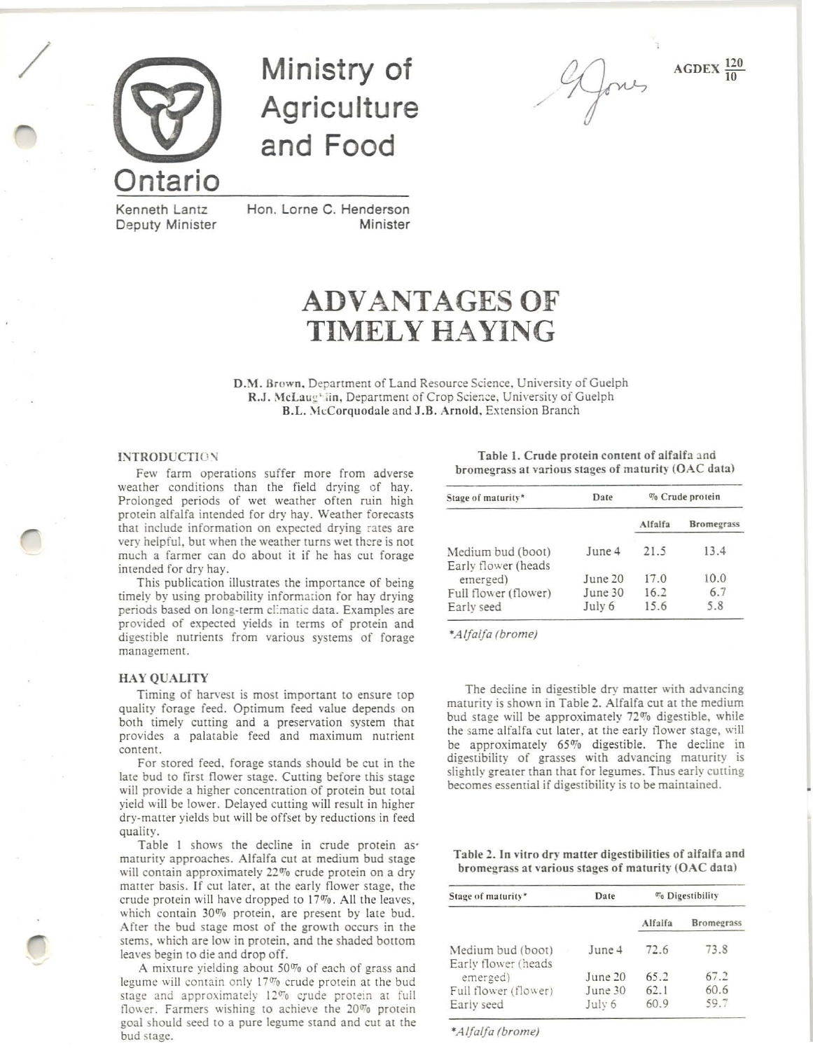# Ministry of Agriculture and Food

Ontario

Kenneth Lantz
Deputy Minister

Hon. Lorne C. Henderson
Minister

AGDEX $\frac{120}{10}$

# ADVANTAGES OF TIMELY HAYING

D.M. Brown, Department of Land Resource Science, University of Guelph
R.J. McLaughlin, Department of Crop Science, University of Guelph
B.L. McCorquodale and J.B. Arnold, Extension Branch

## INTRODUCTION

Few farm operations suffer more from adverse weather conditions than the field drying of hay. Prolonged periods of wet weather often ruin high protein alfalfa intended for dry hay. Weather forecasts that include information on expected drying rates are very helpful, but when the weather turns wet there is not much a farmer can do about it if he has cut forage intended for dry hay.

This publication illustrates the importance of being timely by using probability information for hay drying periods based on long-term climatic data. Examples are provided of expected yields in terms of protein and digestible nutrients from various systems of forage management.

## HAY QUALITY

Timing of harvest is most important to ensure top quality forage feed. Optimum feed value depends on both timely cutting and a preservation system that provides a palatable feed and maximum nutrient content.

For stored feed, forage stands should be cut in the late bud to first flower stage. Cutting before this stage will provide a higher concentration of protein but total yield will be lower. Delayed cutting will result in higher dry-matter yields but will be offset by reductions in feed quality.

Table 1 shows the decline in crude protein as maturity approaches. Alfalfa cut at medium bud stage will contain approximately 22% crude protein on a dry matter basis. If cut later, at the early flower stage, the crude protein will have dropped to 17%. All the leaves, which contain 30% protein, are present by late bud. After the bud stage most of the growth occurs in the stems, which are low in protein, and the shaded bottom leaves begin to die and drop off.

A mixture yielding about 50% of each of grass and legume will contain only 17% crude protein at the bud stage and approximately 12% crude protein at full flower. Farmers wishing to achieve the 20% protein goal should seed to a pure legume stand and cut at the bud stage.

**Table 1. Crude protein content of alfalfa and bromegrass at various stages of maturity (OAC data)**

| Stage of maturity* | Date | % Crude protein | |
|---|---|---|---|
| | | Alfalfa | Bromegrass |
| Medium bud (boot) | June 4 | 21.5 | 13.4 |
| Early flower (heads emerged) | June 20 | 17.0 | 10.0 |
| Full flower (flower) | June 30 | 16.2 | 6.7 |
| Early seed | July 6 | 15.6 | 5.8 |

*\*Alfalfa (brome)*

The decline in digestible dry matter with advancing maturity is shown in Table 2. Alfalfa cut at the medium bud stage will be approximately 72% digestible, while the same alfalfa cut later, at the early flower stage, will be approximately 65% digestible. The decline in digestibility of grasses with advancing maturity is slightly greater than that for legumes. Thus early cutting becomes essential if digestibility is to be maintained.

**Table 2. In vitro dry matter digestibilities of alfalfa and bromegrass at various stages of maturity (OAC data)**

| Stage of maturity* | Date | % Digestibility | |
|---|---|---|---|
| | | Alfalfa | Bromegrass |
| Medium bud (boot) | June 4 | 72.6 | 73.8 |
| Early flower (heads emerged) | June 20 | 65.2 | 67.2 |
| Full flower (flower) | June 30 | 62.1 | 60.6 |
| Early seed | July 6 | 60.9 | 59.7 |

*\*Alfalfa (brome)*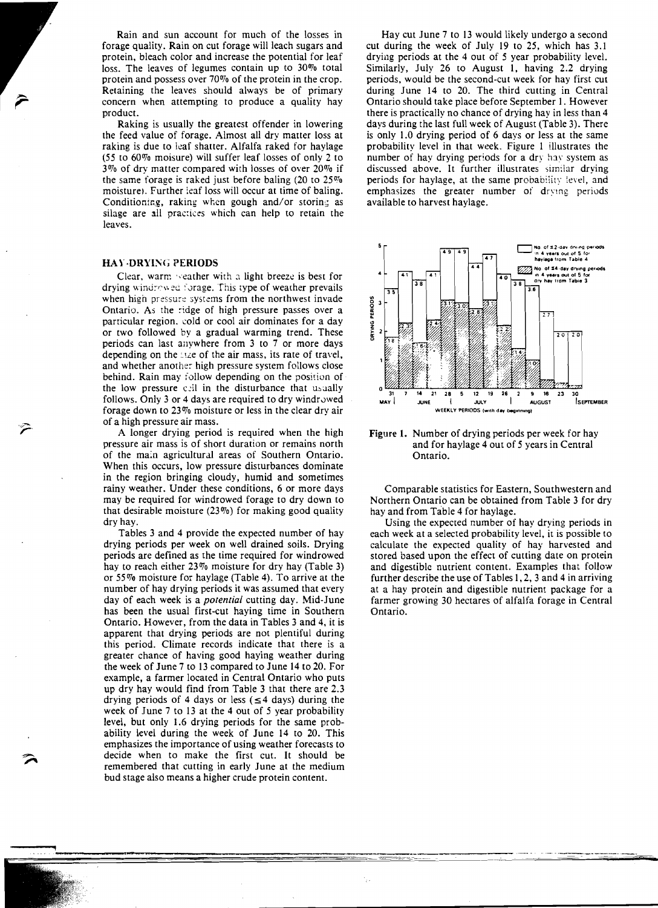Rain and sun account for much of the losses in forage quality. Rain on cut forage will leach sugars and protein, bleach color and increase the potential for leaf loss. The leaves of legumes contain up to 30% total protein and possess over 70% of the protein in the crop. Retaining the leaves should always be of primary concern when attempting to produce a quality hay product.

Raking is usually the greatest offender in lowering the feed value of forage. Almost all dry matter loss at raking is due to leaf shatter. Alfalfa raked for haylage (55 to 60% moisure) will suffer leaf losses of only 2 to 3% of dry matter compared with losses of over 20% if the same forage is raked just before baling (20 to 25% moisture). Further leaf loss will occur at time of baling. Conditioning, raking when gough and/or storing as silage are all practices which can help to retain the leaves.

## HAY-DRYING PERIODS

Clear, warm weather with a light breeze is best for drying windrowed forage. This type of weather prevails when high pressure systems from the northwest invade Ontario. As the ridge of high pressure passes over a particular region, cold or cool air dominates for a day or two followed by a gradual warming trend. These periods can last anywhere from 3 to 7 or more days depending on the size of the air mass, its rate of travel, and whether another high pressure system follows close behind. Rain may follow depending on the position of the low pressure cell in the disturbance that usually follows. Only 3 or 4 days are required to dry windrowed forage down to 23% moisture or less in the clear dry air of a high pressure air mass.

A longer drying period is required when the high pressure air mass is of short duration or remains north of the main agricultural areas of Southern Ontario. When this occurs, low pressure disturbances dominate in the region bringing cloudy, humid and sometimes rainy weather. Under these conditions, 6 or more days may be required for windrowed forage to dry down to that desirable moisture (23%) for making good quality dry hay.

Tables 3 and 4 provide the expected number of hay drying periods per week on well drained soils. Drying periods are defined as the time required for windrowed hay to reach either 23% moisture for dry hay (Table 3) or 55% moisture for haylage (Table 4). To arrive at the number of hay drying periods it was assumed that every day of each week is a *potential* cutting day. Mid-June has been the usual first-cut haying time in Southern Ontario. However, from the data in Tables 3 and 4, it is apparent that drying periods are not plentiful during this period. Climate records indicate that there is a greater chance of having good haying weather during the week of June 7 to 13 compared to June 14 to 20. For example, a farmer located in Central Ontario who puts up dry hay would find from Table 3 that there are 2.3 drying periods of 4 days or less ($\leq 4$ days) during the week of June 7 to 13 at the 4 out of 5 year probability level, but only 1.6 drying periods for the same probability level during the week of June 14 to 20. This emphasizes the importance of using weather forecasts to decide when to make the first cut. It should be remembered that cutting in early June at the medium bud stage also means a higher crude protein content.

Hay cut June 7 to 13 would likely undergo a second cut during the week of July 19 to 25, which has 3.1 drying periods at the 4 out of 5 year probability level. Similarly, July 26 to August 1, having 2.2 drying periods, would be the second-cut week for hay first cut during June 14 to 20. The third cutting in Central Ontario should take place before September 1. However there is practically no chance of drying hay in less than 4 days during the last full week of August (Table 3). There is only 1.0 drying period of 6 days or less at the same probability level in that week. Figure 1 illustrates the number of hay drying periods for a dry hay system as discussed above. It further illustrates similar drying periods for haylage, at the same probability level, and emphasizes the greater number of drying periods available to harvest haylage.

**Figure 1.** Number of drying periods per week for hay and for haylage 4 out of 5 years in Central Ontario.

Comparable statistics for Eastern, Southwestern and Northern Ontario can be obtained from Table 3 for dry hay and from Table 4 for haylage.

Using the expected number of hay drying periods in each week at a selected probability level, it is possible to calculate the expected quality of hay harvested and stored based upon the effect of cutting date on protein and digestible nutrient content. Examples that follow further describe the use of Tables 1, 2, 3 and 4 in arriving at a hay protein and digestible nutrient package for a farmer growing 30 hectares of alfalfa forage in Central Ontario.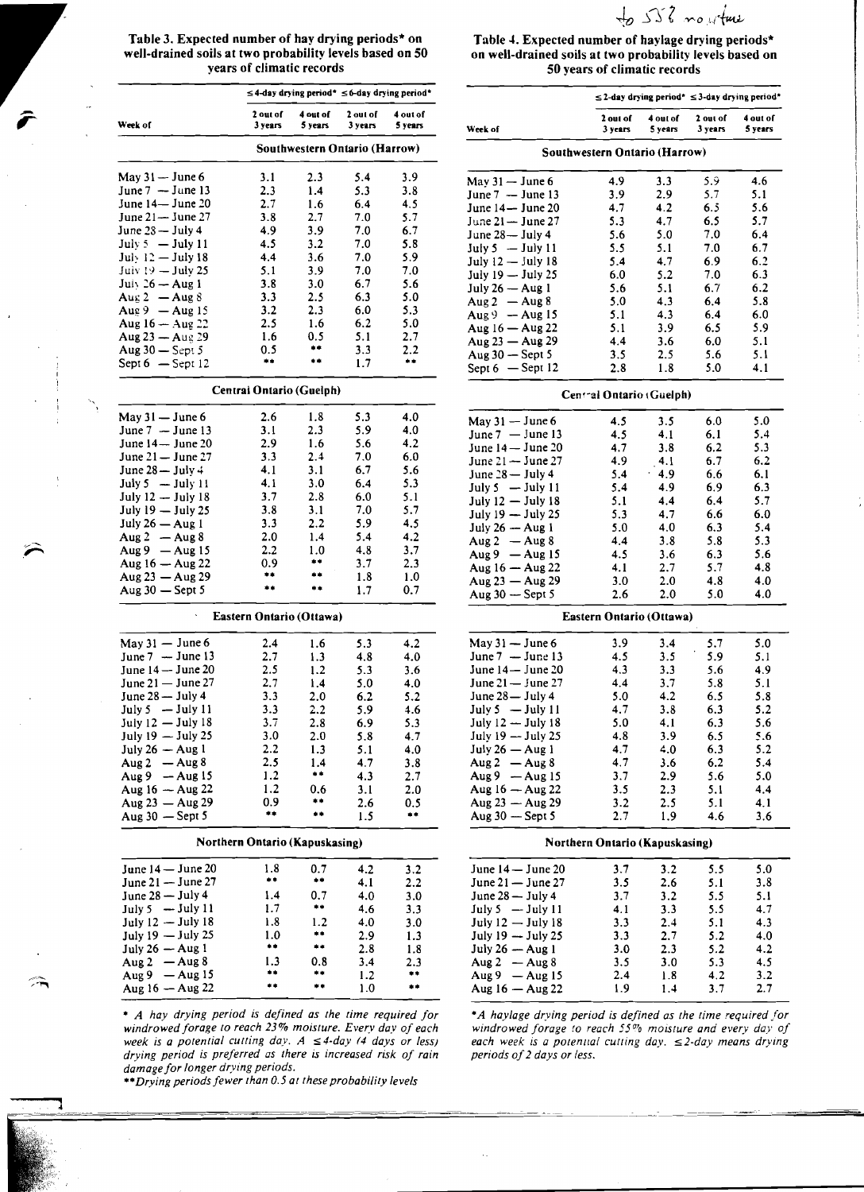to 55% moisture

**Table 3. Expected number of hay drying periods* on well-drained soils at two probability levels based on 50 years of climatic records**

| Week of | ≤4-day drying period* | | ≤6-day drying period* | |
|---|---|---|---|---|
| | 2 out of 3 years | 4 out of 5 years | 2 out of 3 years | 4 out of 5 years |
| **Southwestern Ontario (Harrow)** | | | | |
| May 31 — June 6 | 3.1 | 2.3 | 5.4 | 3.9 |
| June 7 — June 13 | 2.3 | 1.4 | 5.3 | 3.8 |
| June 14— June 20 | 2.7 | 1.6 | 6.4 | 4.5 |
| June 21— June 27 | 3.8 | 2.7 | 7.0 | 5.7 |
| June 28— July 4 | 4.9 | 3.9 | 7.0 | 6.7 |
| July 5 — July 11 | 4.5 | 3.2 | 7.0 | 5.8 |
| July 12 — July 18 | 4.4 | 3.6 | 7.0 | 5.9 |
| July 19 — July 25 | 5.1 | 3.9 | 7.0 | 7.0 |
| July 26 — Aug 1 | 3.8 | 3.0 | 6.7 | 5.6 |
| Aug 2 — Aug 8 | 3.3 | 2.5 | 6.3 | 5.0 |
| Aug 9 — Aug 15 | 3.2 | 2.3 | 6.0 | 5.3 |
| Aug 16 — Aug 22 | 2.5 | 1.6 | 6.2 | 5.0 |
| Aug 23 — Aug 29 | 1.6 | 0.5 | 5.1 | 2.7 |
| Aug 30 — Sept 5 | 0.5 | ** | 3.3 | 2.2 |
| Sept 6 — Sept 12 | ** | ** | 1.7 | ** |
| **Central Ontario (Guelph)** | | | | |
| May 31 — June 6 | 2.6 | 1.8 | 5.3 | 4.0 |
| June 7 — June 13 | 3.1 | 2.3 | 5.9 | 4.0 |
| June 14— June 20 | 2.9 | 1.6 | 5.6 | 4.2 |
| June 21— June 27 | 3.3 | 2.4 | 7.0 | 6.0 |
| June 28— July 4 | 4.1 | 3.1 | 6.7 | 5.6 |
| July 5 — July 11 | 4.1 | 3.0 | 6.4 | 5.3 |
| July 12 — July 18 | 3.7 | 2.8 | 6.0 | 5.1 |
| July 19 — July 25 | 3.8 | 3.1 | 7.0 | 5.7 |
| July 26 — Aug 1 | 3.3 | 2.2 | 5.9 | 4.5 |
| Aug 2 — Aug 8 | 2.0 | 1.4 | 5.4 | 4.2 |
| Aug 9 — Aug 15 | 2.2 | 1.0 | 4.8 | 3.7 |
| Aug 16 — Aug 22 | 0.9 | ** | 3.7 | 2.3 |
| Aug 23 — Aug 29 | ** | ** | 1.8 | 1.0 |
| Aug 30 — Sept 5 | ** | ** | 1.7 | 0.7 |
| **Eastern Ontario (Ottawa)** | | | | |
| May 31 — June 6 | 2.4 | 1.6 | 5.3 | 4.2 |
| June 7 — June 13 | 2.7 | 1.3 | 4.8 | 4.0 |
| June 14 — June 20 | 2.5 | 1.2 | 5.3 | 3.6 |
| June 21 — June 27 | 2.7 | 1.4 | 5.0 | 4.0 |
| June 28 — July 4 | 3.3 | 2.0 | 6.2 | 5.2 |
| July 5 — July 11 | 3.3 | 2.2 | 5.9 | 4.6 |
| July 12 — July 18 | 3.7 | 2.8 | 6.9 | 5.3 |
| July 19 — July 25 | 3.0 | 2.0 | 5.8 | 4.7 |
| July 26 — Aug 1 | 2.2 | 1.3 | 5.1 | 4.0 |
| Aug 2 — Aug 8 | 2.5 | 1.4 | 4.7 | 3.8 |
| Aug 9 — Aug 15 | 1.2 | ** | 4.3 | 2.7 |
| Aug 16 — Aug 22 | 1.2 | 0.6 | 3.1 | 2.0 |
| Aug 23 — Aug 29 | 0.9 | ** | 2.6 | 0.5 |
| Aug 30 — Sept 5 | ** | ** | 1.5 | ** |
| **Northern Ontario (Kapuskasing)** | | | | |
| June 14 — June 20 | 1.8 | 0.7 | 4.2 | 3.2 |
| June 21 — June 27 | ** | ** | 4.1 | 2.2 |
| June 28 — July 4 | 1.4 | 0.7 | 4.0 | 3.0 |
| July 5 — July 11 | 1.7 | ** | 4.6 | 3.3 |
| July 12 — July 18 | 1.8 | 1.2 | 4.0 | 3.0 |
| July 19 — July 25 | 1.0 | ** | 2.9 | 1.3 |
| July 26 — Aug 1 | ** | ** | 2.8 | 1.8 |
| Aug 2 — Aug 8 | 1.3 | 0.8 | 3.4 | 2.3 |
| Aug 9 — Aug 15 | ** | ** | 1.2 | ** |
| Aug 16 — Aug 22 | ** | ** | 1.0 | ** |

*\* A hay drying period is defined as the time required for windrowed forage to reach 23% moisture. Every day of each week is a potential cutting day. A ≤4-day (4 days or less) drying period is preferred as there is increased risk of rain damage for longer drying periods.*

*\*\*Drying periods fewer than 0.5 at these probability levels*

**Table 4. Expected number of haylage drying periods* on well-drained soils at two probability levels based on 50 years of climatic records**

| Week of | ≤2-day drying period* | | ≤3-day drying period* | |
|---|---|---|---|---|
| | 2 out of 3 years | 4 out of 5 years | 2 out of 3 years | 4 out of 5 years |
| **Southwestern Ontario (Harrow)** | | | | |
| May 31 — June 6 | 4.9 | 3.3 | 5.9 | 4.6 |
| June 7 — June 13 | 3.9 | 2.9 | 5.7 | 5.1 |
| June 14— June 20 | 4.7 | 4.2 | 6.5 | 5.6 |
| June 21— June 27 | 5.3 | 4.7 | 6.5 | 5.7 |
| June 28— July 4 | 5.6 | 5.0 | 7.0 | 6.4 |
| July 5 — July 11 | 5.5 | 5.1 | 7.0 | 6.7 |
| July 12 — July 18 | 5.4 | 4.7 | 6.9 | 6.2 |
| July 19 — July 25 | 6.0 | 5.2 | 7.0 | 6.3 |
| July 26 — Aug 1 | 5.6 | 5.1 | 6.7 | 6.2 |
| Aug 2 — Aug 8 | 5.0 | 4.3 | 6.4 | 5.8 |
| Aug 9 — Aug 15 | 5.1 | 4.3 | 6.4 | 6.0 |
| Aug 16 — Aug 22 | 5.1 | 3.9 | 6.5 | 5.9 |
| Aug 23 — Aug 29 | 4.4 | 3.6 | 6.0 | 5.1 |
| Aug 30 — Sept 5 | 3.5 | 2.5 | 5.6 | 5.1 |
| Sept 6 — Sept 12 | 2.8 | 1.8 | 5.0 | 4.1 |
| **Central Ontario (Guelph)** | | | | |
| May 31 — June 6 | 4.5 | 3.5 | 6.0 | 5.0 |
| June 7 — June 13 | 4.5 | 4.1 | 6.1 | 5.4 |
| June 14 — June 20 | 4.7 | 3.8 | 6.2 | 5.3 |
| June 21 — June 27 | 4.9 | 4.1 | 6.7 | 6.2 |
| June 28 — July 4 | 5.4 | 4.9 | 6.6 | 6.1 |
| July 5 — July 11 | 5.4 | 4.9 | 6.9 | 6.3 |
| July 12 — July 18 | 5.1 | 4.4 | 6.4 | 5.7 |
| July 19 — July 25 | 5.3 | 4.7 | 6.6 | 6.0 |
| July 26 — Aug 1 | 5.0 | 4.0 | 6.3 | 5.4 |
| Aug 2 — Aug 8 | 4.4 | 3.8 | 5.8 | 5.3 |
| Aug 9 — Aug 15 | 4.5 | 3.6 | 6.3 | 5.6 |
| Aug 16 — Aug 22 | 4.1 | 2.7 | 5.7 | 4.8 |
| Aug 23 — Aug 29 | 3.0 | 2.0 | 4.8 | 4.0 |
| Aug 30 — Sept 5 | 2.6 | 2.0 | 5.0 | 4.0 |
| **Eastern Ontario (Ottawa)** | | | | |
| May 31 — June 6 | 3.9 | 3.4 | 5.7 | 5.0 |
| June 7 — June 13 | 4.5 | 3.5 | 5.9 | 5.1 |
| June 14 — June 20 | 4.3 | 3.3 | 5.6 | 4.9 |
| June 21 — June 27 | 4.4 | 3.7 | 5.8 | 5.1 |
| June 28 — July 4 | 5.0 | 4.2 | 6.5 | 5.8 |
| July 5 — July 11 | 4.7 | 3.8 | 6.3 | 5.2 |
| July 12 — July 18 | 5.0 | 4.1 | 6.3 | 5.6 |
| July 19 — July 25 | 4.8 | 3.9 | 6.5 | 5.6 |
| July 26 — Aug 1 | 4.7 | 4.0 | 6.3 | 5.2 |
| Aug 2 — Aug 8 | 4.7 | 3.6 | 6.2 | 5.4 |
| Aug 9 — Aug 15 | 3.7 | 2.9 | 5.6 | 5.0 |
| Aug 16 — Aug 22 | 3.5 | 2.3 | 5.1 | 4.4 |
| Aug 23 — Aug 29 | 3.2 | 2.5 | 5.1 | 4.1 |
| Aug 30 — Sept 5 | 2.7 | 1.9 | 4.6 | 3.6 |
| **Northern Ontario (Kapuskasing)** | | | | |
| June 14 — June 20 | 3.7 | 3.2 | 5.5 | 5.0 |
| June 21 — June 27 | 3.5 | 2.6 | 5.1 | 3.8 |
| June 28 — July 4 | 3.7 | 3.2 | 5.5 | 5.1 |
| July 5 — July 11 | 4.1 | 3.3 | 5.5 | 4.7 |
| July 12 — July 18 | 3.3 | 2.4 | 5.1 | 4.3 |
| July 19 — July 25 | 3.3 | 2.7 | 5.2 | 4.0 |
| July 26 — Aug 1 | 3.0 | 2.3 | 5.2 | 4.2 |
| Aug 2 — Aug 8 | 3.5 | 3.0 | 5.3 | 4.5 |
| Aug 9 — Aug 15 | 2.4 | 1.8 | 4.2 | 3.2 |
| Aug 16 — Aug 22 | 1.9 | 1.4 | 3.7 | 2.7 |

*\*A haylage drying period is defined as the time required for windrowed forage to reach 55% moisture and every day of each week is a potential cutting day. ≤2-day means drying periods of 2 days or less.*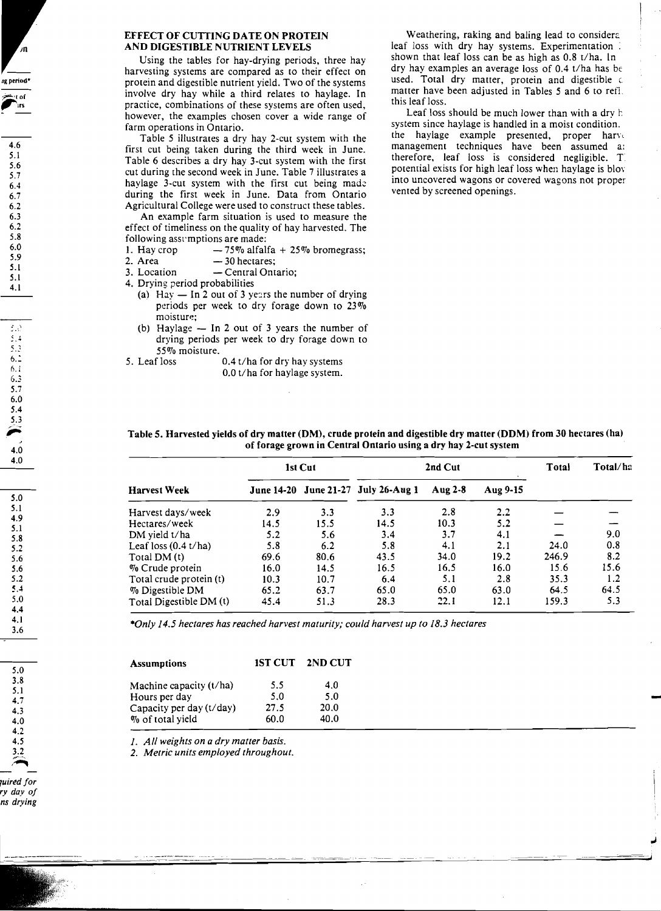## EFFECT OF CUTTING DATE ON PROTEIN AND DIGESTIBLE NUTRIENT LEVELS

Using the tables for hay-drying periods, three hay harvesting systems are compared as to their effect on protein and digestible nutrient yield. Two of the systems involve dry hay while a third relates to haylage. In practice, combinations of these systems are often used, however, the examples chosen cover a wide range of farm operations in Ontario.

Table 5 illustrates a dry hay 2-cut system with the first cut being taken during the third week in June. Table 6 describes a dry hay 3-cut system with the first cut during the second week in June. Table 7 illustrates a haylage 3-cut system with the first cut being made during the first week in June. Data from Ontario Agricultural College were used to construct these tables.

An example farm situation is used to measure the effect of timeliness on the quality of hay harvested. The following assumptions are made:

1. Hay crop — 75% alfalfa + 25% bromegrass;
2. Area — 30 hectares;
3. Location — Central Ontario;
4. Drying period probabilities
   (a) Hay — In 2 out of 3 years the number of drying periods per week to dry forage down to 23% moisture;
   (b) Haylage — In 2 out of 3 years the number of drying periods per week to dry forage down to 55% moisture.
5. Leaf loss 0.4 t/ha for dry hay systems
   0.0 t/ha for haylage system.

Weathering, raking and baling lead to considerable leaf loss with dry hay systems. Experimentation has shown that leaf loss can be as high as 0.8 t/ha. In dry hay examples an average loss of 0.4 t/ha has been used. Total dry matter, protein and digestible dry matter have been adjusted in Tables 5 and 6 to reflect this leaf loss.

Leaf loss should be much lower than with a dry hay system since haylage is handled in a moist condition. In the haylage example presented, proper harvest management techniques have been assumed and, therefore, leaf loss is considered negligible. The potential exists for high leaf loss when haylage is blown into uncovered wagons or covered wagons not properly vented by screened openings.

**Table 5. Harvested yields of dry matter (DM), crude protein and digestible dry matter (DDM) from 30 hectares (ha) of forage grown in Central Ontario using a dry hay 2-cut system**

| Harvest Week | 1st Cut | | 2nd Cut | | | Total | Total/ha |
|---|---|---|---|---|---|---|---|
| | June 14-20 | June 21-27 | July 26-Aug 1 | Aug 2-8 | Aug 9-15 | | |
| Harvest days/week | 2.9 | 3.3 | 3.3 | 2.8 | 2.2 | — | — |
| Hectares/week | 14.5 | 15.5 | 14.5 | 10.3 | 5.2 | — | — |
| DM yield t/ha | 5.2 | 5.6 | 3.4 | 3.7 | 4.1 | — | 9.0 |
| Leaf loss (0.4 t/ha) | 5.8 | 6.2 | 5.8 | 4.1 | 2.1 | 24.0 | 0.8 |
| Total DM (t) | 69.6 | 80.6 | 43.5 | 34.0 | 19.2 | 246.9 | 8.2 |
| % Crude protein | 16.0 | 14.5 | 16.5 | 16.5 | 16.0 | 15.6 | 15.6 |
| Total crude protein (t) | 10.3 | 10.7 | 6.4 | 5.1 | 2.8 | 35.3 | 1.2 |
| % Digestible DM | 65.2 | 63.7 | 65.0 | 65.0 | 63.0 | 64.5 | 64.5 |
| Total Digestible DM (t) | 45.4 | 51.3 | 28.3 | 22.1 | 12.1 | 159.3 | 5.3 |

*\*Only 14.5 hectares has reached harvest maturity; could harvest up to 18.3 hectares*

| Assumptions | 1ST CUT | 2ND CUT |
|---|---|---|
| Machine capacity (t/ha) | 5.5 | 4.0 |
| Hours per day | 5.0 | 5.0 |
| Capacity per day (t/day) | 27.5 | 20.0 |
| % of total yield | 60.0 | 40.0 |

*1. All weights on a dry matter basis.*
*2. Metric units employed throughout.*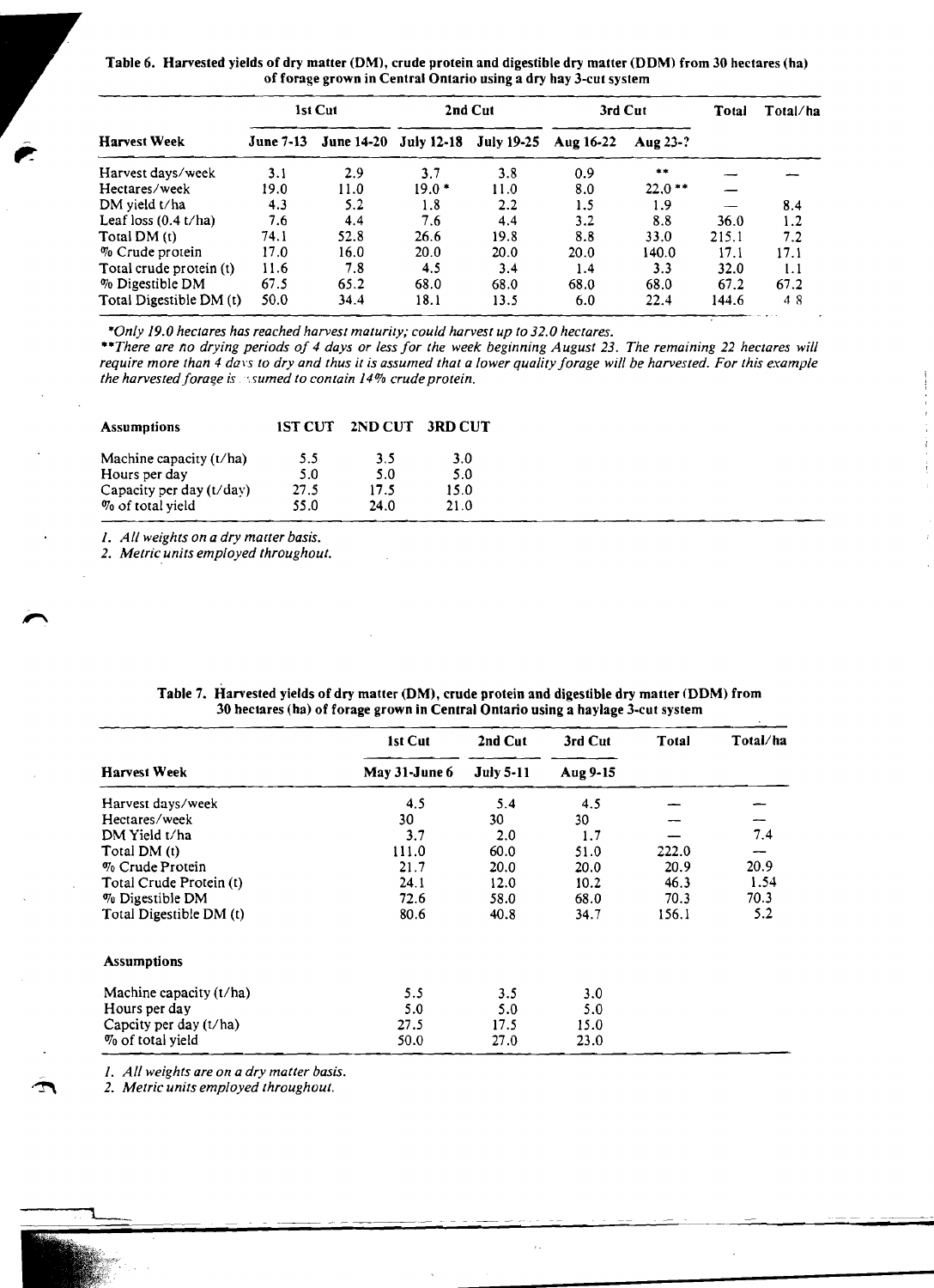**Table 6. Harvested yields of dry matter (DM), crude protein and digestible dry matter (DDM) from 30 hectares (ha) of forage grown in Central Ontario using a dry hay 3-cut system**

| | 1st Cut | | 2nd Cut | | 3rd Cut | | Total | Total/ha |
|---|---|---|---|---|---|---|---|---|
| **Harvest Week** | **June 7-13** | **June 14-20** | **July 12-18** | **July 19-25** | **Aug 16-22** | **Aug 23-?** | | |
| Harvest days/week | 3.1 | 2.9 | 3.7 | 3.8 | 0.9 | ** | — | — |
| Hectares/week | 19.0 | 11.0 | 19.0 * | 11.0 | 8.0 | 22.0 ** | — | |
| DM yield t/ha | 4.3 | 5.2 | 1.8 | 2.2 | 1.5 | 1.9 | — | 8.4 |
| Leaf loss (0.4 t/ha) | 7.6 | 4.4 | 7.6 | 4.4 | 3.2 | 8.8 | 36.0 | 1.2 |
| Total DM (t) | 74.1 | 52.8 | 26.6 | 19.8 | 8.8 | 33.0 | 215.1 | 7.2 |
| % Crude protein | 17.0 | 16.0 | 20.0 | 20.0 | 20.0 | 140.0 | 17.1 | 17.1 |
| Total crude protein (t) | 11.6 | 7.8 | 4.5 | 3.4 | 1.4 | 3.3 | 32.0 | 1.1 |
| % Digestible DM | 67.5 | 65.2 | 68.0 | 68.0 | 68.0 | 68.0 | 67.2 | 67.2 |
| Total Digestible DM (t) | 50.0 | 34.4 | 18.1 | 13.5 | 6.0 | 22.4 | 144.6 | 4.8 |

*\*Only 19.0 hectares has reached harvest maturity; could harvest up to 32.0 hectares.*

*\*\*There are no drying periods of 4 days or less for the week beginning August 23. The remaining 22 hectares will require more than 4 days to dry and thus it is assumed that a lower quality forage will be harvested. For this example the harvested forage is assumed to contain 14% crude protein.*

| Assumptions | 1ST CUT | 2ND CUT | 3RD CUT |
|---|---|---|---|
| Machine capacity (t/ha) | 5.5 | 3.5 | 3.0 |
| Hours per day | 5.0 | 5.0 | 5.0 |
| Capacity per day (t/day) | 27.5 | 17.5 | 15.0 |
| % of total yield | 55.0 | 24.0 | 21.0 |

*1. All weights on a dry matter basis.*
*2. Metric units employed throughout.*

**Table 7. Harvested yields of dry matter (DM), crude protein and digestible dry matter (DDM) from 30 hectares (ha) of forage grown in Central Ontario using a haylage 3-cut system**

| | 1st Cut | 2nd Cut | 3rd Cut | Total | Total/ha |
|---|---|---|---|---|---|
| **Harvest Week** | **May 31-June 6** | **July 5-11** | **Aug 9-15** | | |
| Harvest days/week | 4.5 | 5.4 | 4.5 | — | — |
| Hectares/week | 30 | 30 | 30 | — | — |
| DM Yield t/ha | 3.7 | 2.0 | 1.7 | — | 7.4 |
| Total DM (t) | 111.0 | 60.0 | 51.0 | 222.0 | — |
| % Crude Protein | 21.7 | 20.0 | 20.0 | 20.9 | 20.9 |
| Total Crude Protein (t) | 24.1 | 12.0 | 10.2 | 46.3 | 1.54 |
| % Digestible DM | 72.6 | 58.0 | 68.0 | 70.3 | 70.3 |
| Total Digestible DM (t) | 80.6 | 40.8 | 34.7 | 156.1 | 5.2 |
| **Assumptions** | | | | | |
| Machine capacity (t/ha) | 5.5 | 3.5 | 3.0 | | |
| Hours per day | 5.0 | 5.0 | 5.0 | | |
| Capcity per day (t/ha) | 27.5 | 17.5 | 15.0 | | |
| % of total yield | 50.0 | 27.0 | 23.0 | | |

*1. All weights are on a dry matter basis.*
*2. Metric units employed throughout.*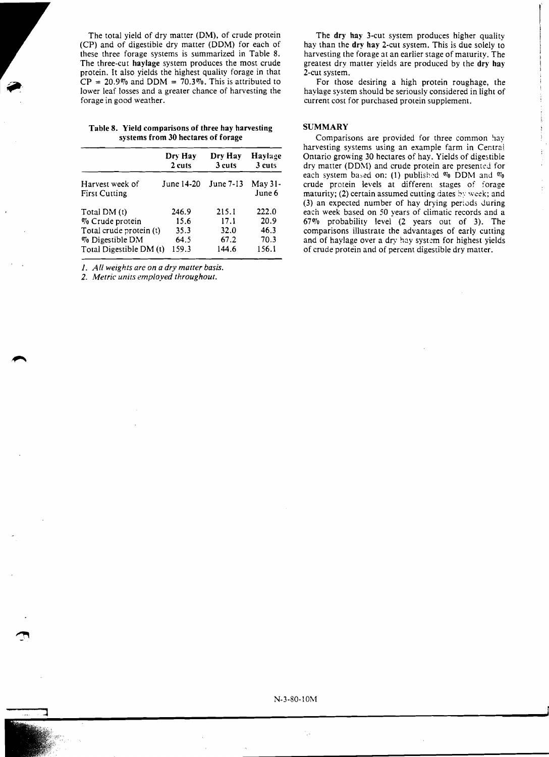The total yield of dry matter (DM), of crude protein (CP) and of digestible dry matter (DDM) for each of these three forage systems is summarized in Table 8. The three-cut **haylage** system produces the most crude protein. It also yields the highest quality forage in that CP = 20.9% and DDM = 70.3%. This is attributed to lower leaf losses and a greater chance of harvesting the forage in good weather.

**Table 8. Yield comparisons of three hay harvesting systems from 30 hectares of forage**

| | Dry Hay 2 cuts | Dry Hay 3 cuts | Haylage 3 cuts |
|---|---|---|---|
| Harvest week of First Cutting | June 14-20 | June 7-13 | May 31-June 6 |
| Total DM (t) | 246.9 | 215.1 | 222.0 |
| % Crude protein | 15.6 | 17.1 | 20.9 |
| Total crude protein (t) | 35.3 | 32.0 | 46.3 |
| % Digestible DM | 64.5 | 67.2 | 70.3 |
| Total Digestible DM (t) | 159.3 | 144.6 | 156.1 |

*1. All weights are on a dry matter basis.*
*2. Metric units employed throughout.*

The **dry hay** 3-cut system produces higher quality hay than the **dry hay** 2-cut system. This is due solely to harvesting the forage at an earlier stage of maturity. The greatest dry matter yields are produced by the **dry hay** 2-cut system.

For those desiring a high protein roughage, the haylage system should be seriously considered in light of current cost for purchased protein supplement.

## SUMMARY

Comparisons are provided for three common hay harvesting systems using an example farm in Central Ontario growing 30 hectares of hay. Yields of digestible dry matter (DDM) and crude protein are presented for each system based on: (1) published % DDM and % crude protein levels at different stages of forage maturity; (2) certain assumed cutting dates by week; and (3) an expected number of hay drying periods during each week based on 50 years of climatic records and a 67% probability level (2 years out of 3). The comparisons illustrate the advantages of early cutting and of haylage over a dry hay system for highest yields of crude protein and of percent digestible dry matter.

N-3-80-10M